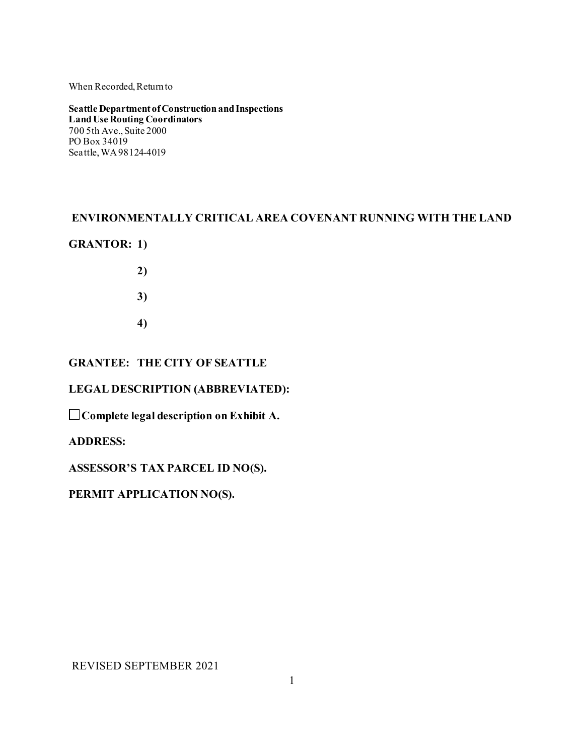When Recorded, Return to

**Seattle Department of Construction and Inspections**
**Land Use Routing Coordinators**
700 5th Ave., Suite 2000
PO Box 34019
Seattle, WA 98124-4019

# ENVIRONMENTALLY CRITICAL AREA COVENANT RUNNING WITH THE LAND

**GRANTOR: 1)**

**2)**

**3)**

**4)**

**GRANTEE: THE CITY OF SEATTLE**

**LEGAL DESCRIPTION (ABBREVIATED):**

☐ **Complete legal description on Exhibit A.**

**ADDRESS:**

**ASSESSOR'S TAX PARCEL ID NO(S).**

**PERMIT APPLICATION NO(S).**

REVISED SEPTEMBER 2021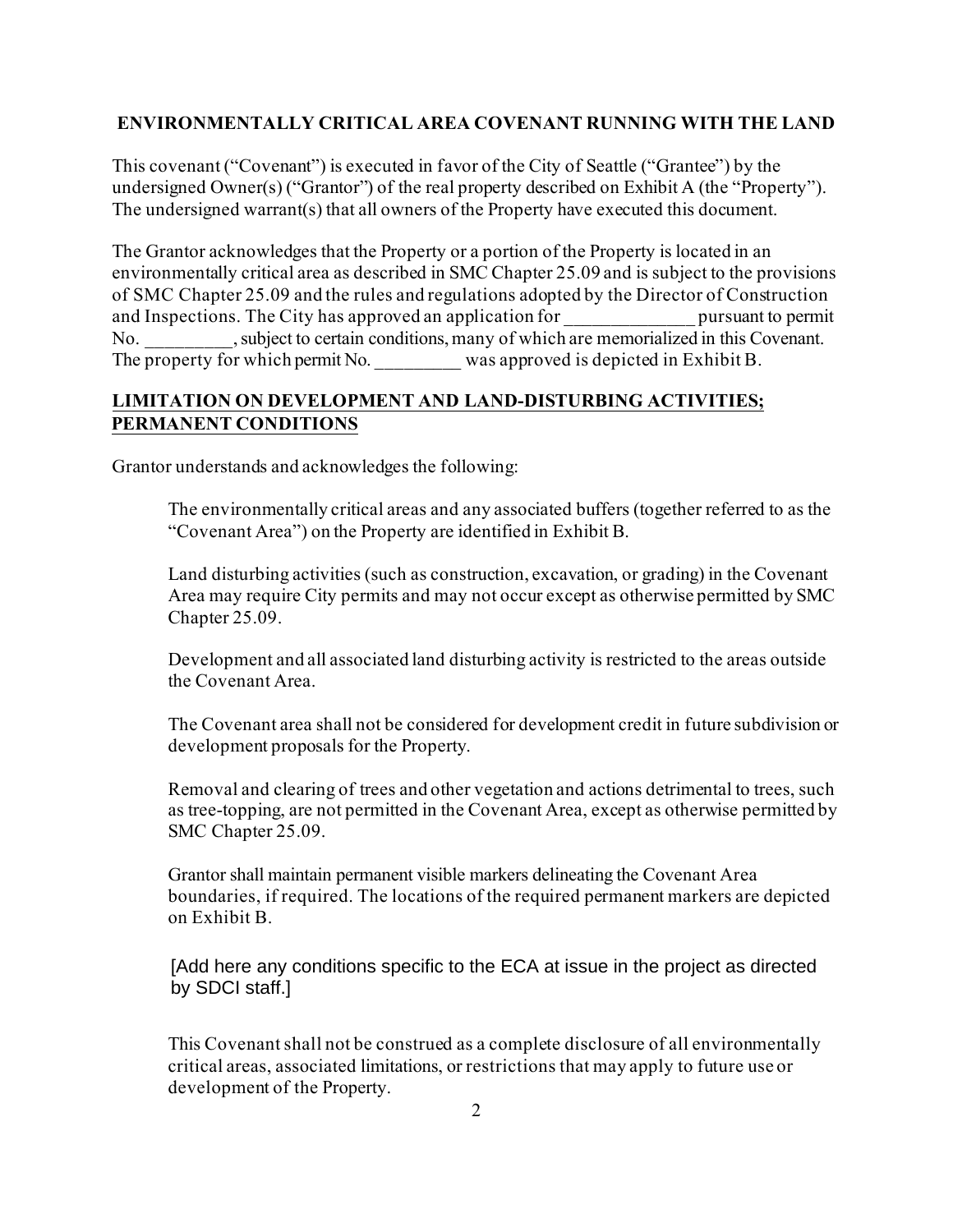**ENVIRONMENTALLY CRITICAL AREA COVENANT RUNNING WITH THE LAND**

This covenant ("Covenant") is executed in favor of the City of Seattle ("Grantee") by the undersigned Owner(s) ("Grantor") of the real property described on Exhibit A (the "Property"). The undersigned warrant(s) that all owners of the Property have executed this document.

The Grantor acknowledges that the Property or a portion of the Property is located in an environmentally critical area as described in SMC Chapter 25.09 and is subject to the provisions of SMC Chapter 25.09 and the rules and regulations adopted by the Director of Construction and Inspections. The City has approved an application for ______________ pursuant to permit No. _________, subject to certain conditions, many of which are memorialized in this Covenant. The property for which permit No. _________ was approved is depicted in Exhibit B.

**LIMITATION ON DEVELOPMENT AND LAND-DISTURBING ACTIVITIES; PERMANENT CONDITIONS**

Grantor understands and acknowledges the following:

> The environmentally critical areas and any associated buffers (together referred to as the "Covenant Area") on the Property are identified in Exhibit B.
>
> Land disturbing activities (such as construction, excavation, or grading) in the Covenant Area may require City permits and may not occur except as otherwise permitted by SMC Chapter 25.09.
>
> Development and all associated land disturbing activity is restricted to the areas outside the Covenant Area.
>
> The Covenant area shall not be considered for development credit in future subdivision or development proposals for the Property.
>
> Removal and clearing of trees and other vegetation and actions detrimental to trees, such as tree-topping, are not permitted in the Covenant Area, except as otherwise permitted by SMC Chapter 25.09.
>
> Grantor shall maintain permanent visible markers delineating the Covenant Area boundaries, if required. The locations of the required permanent markers are depicted on Exhibit B.
>
> [Add here any conditions specific to the ECA at issue in the project as directed by SDCI staff.]
>
> This Covenant shall not be construed as a complete disclosure of all environmentally critical areas, associated limitations, or restrictions that may apply to future use or development of the Property.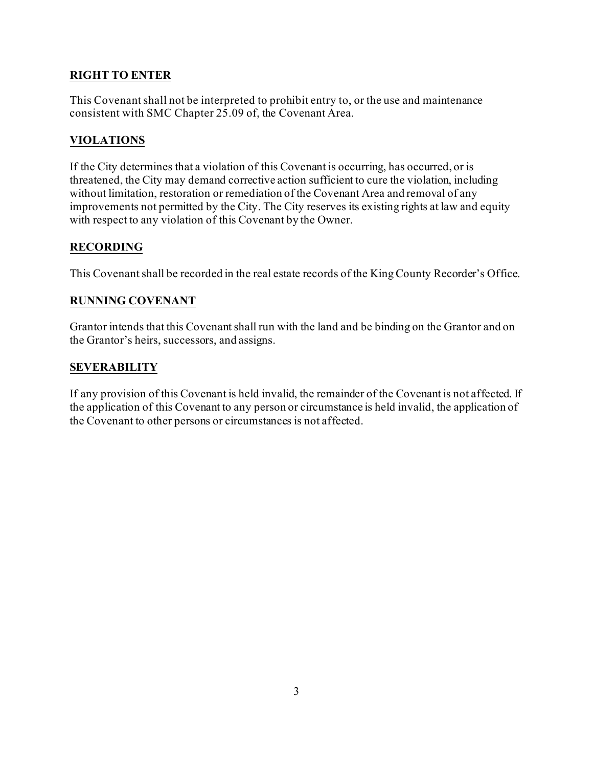**RIGHT TO ENTER**

This Covenant shall not be interpreted to prohibit entry to, or the use and maintenance consistent with SMC Chapter 25.09 of, the Covenant Area.

**VIOLATIONS**

If the City determines that a violation of this Covenant is occurring, has occurred, or is threatened, the City may demand corrective action sufficient to cure the violation, including without limitation, restoration or remediation of the Covenant Area and removal of any improvements not permitted by the City. The City reserves its existing rights at law and equity with respect to any violation of this Covenant by the Owner.

**RECORDING**

This Covenant shall be recorded in the real estate records of the King County Recorder's Office.

**RUNNING COVENANT**

Grantor intends that this Covenant shall run with the land and be binding on the Grantor and on the Grantor's heirs, successors, and assigns.

**SEVERABILITY**

If any provision of this Covenant is held invalid, the remainder of the Covenant is not affected. If the application of this Covenant to any person or circumstance is held invalid, the application of the Covenant to other persons or circumstances is not affected.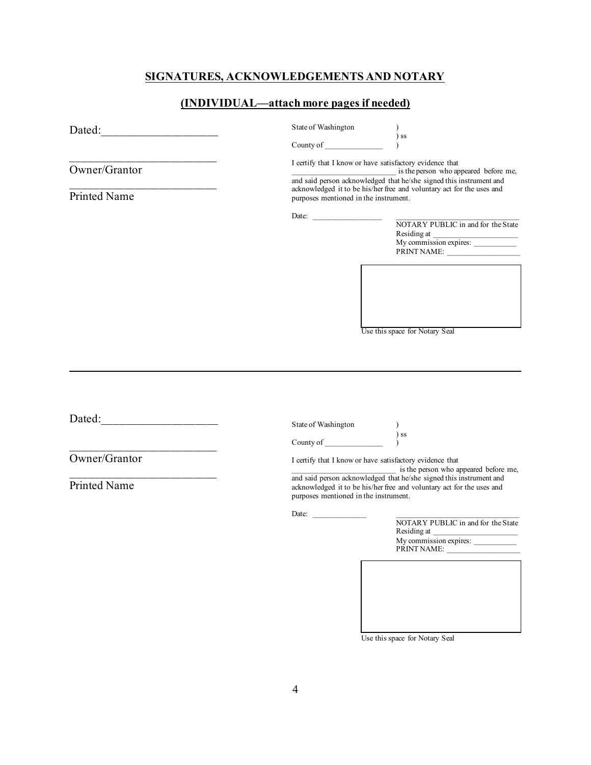## SIGNATURES, ACKNOWLEDGEMENTS AND NOTARY

## (INDIVIDUAL—attach more pages if needed)

Dated:____________________

__________________________
Owner/Grantor

__________________________
Printed Name

State of Washington )
) ss
County of ______________ )

I certify that I know or have satisfactory evidence that __________________________ is the person who appeared before me, and said person acknowledged that he/she signed this instrument and acknowledged it to be his/her free and voluntary act for the uses and purposes mentioned in the instrument.

Date: _________________

______________________________
NOTARY PUBLIC in and for the State
Residing at ______________________
My commission expires: ___________
PRINT NAME: ___________________

Use this space for Notary Seal

---

Dated:____________________

__________________________
Owner/Grantor

__________________________
Printed Name

State of Washington )
) ss
County of ______________ )

I certify that I know or have satisfactory evidence that __________________________ is the person who appeared before me, and said person acknowledged that he/she signed this instrument and acknowledged it to be his/her free and voluntary act for the uses and purposes mentioned in the instrument.

Date: _____________

______________________________
NOTARY PUBLIC in and for the State
Residing at ______________________
My commission expires: ___________
PRINT NAME: ___________________

Use this space for Notary Seal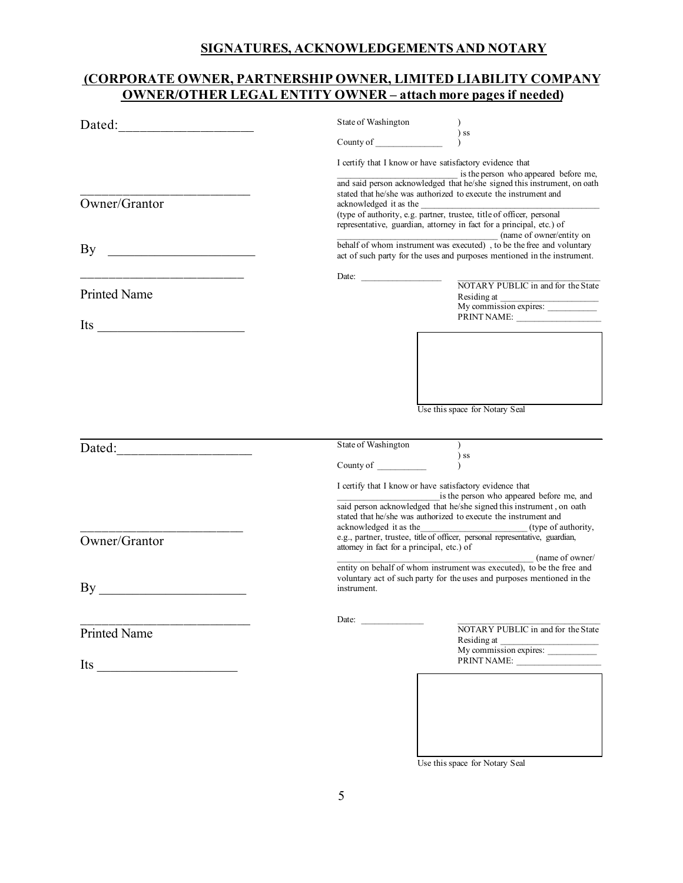## SIGNATURES, ACKNOWLEDGEMENTS AND NOTARY

## (CORPORATE OWNER, PARTNERSHIP OWNER, LIMITED LIABILITY COMPANY OWNER/OTHER LEGAL ENTITY OWNER – attach more pages if needed)

Dated:____________________

___________________________
Owner/Grantor

By ______________________

___________________________
Printed Name

Its ______________________

State of Washington )
) ss
County of ______________ )

I certify that I know or have satisfactory evidence that _________________________ is the person who appeared before me, and said person acknowledged that he/she signed this instrument, on oath stated that he/she was authorized to execute the instrument and acknowledged it as the ___________________________________ (type of authority, e.g. partner, trustee, title of officer, personal representative, guardian, attorney in fact for a principal, etc.) of _________________________________ (name of owner/entity on behalf of whom instrument was executed) , to be the free and voluntary act of such party for the uses and purposes mentioned in the instrument.

Date: _________________

_____________________________
NOTARY PUBLIC in and for the State
Residing at ______________________
My commission expires: ___________
PRINT NAME: ___________________

Use this space for Notary Seal

---

Dated:____________________

___________________________
Owner/Grantor

By ______________________

___________________________
Printed Name

Its ____________________

State of Washington )
) ss
County of __________ )

I certify that I know or have satisfactory evidence that ______________________is the person who appeared before me, and said person acknowledged that he/she signed this instrument , on oath stated that he/she was authorized to execute the instrument and acknowledged it as the_______________________ (type of authority, e.g., partner, trustee, title of officer, personal representative, guardian, attorney in fact for a principal, etc.) of ________________________________________ (name of owner/entity on behalf of whom instrument was executed), to be the free and voluntary act of such party for the uses and purposes mentioned in the instrument.

Date: _____________

_____________________________
NOTARY PUBLIC in and for the State
Residing at ______________________
My commission expires: ___________
PRINT NAME: ___________________

Use this space for Notary Seal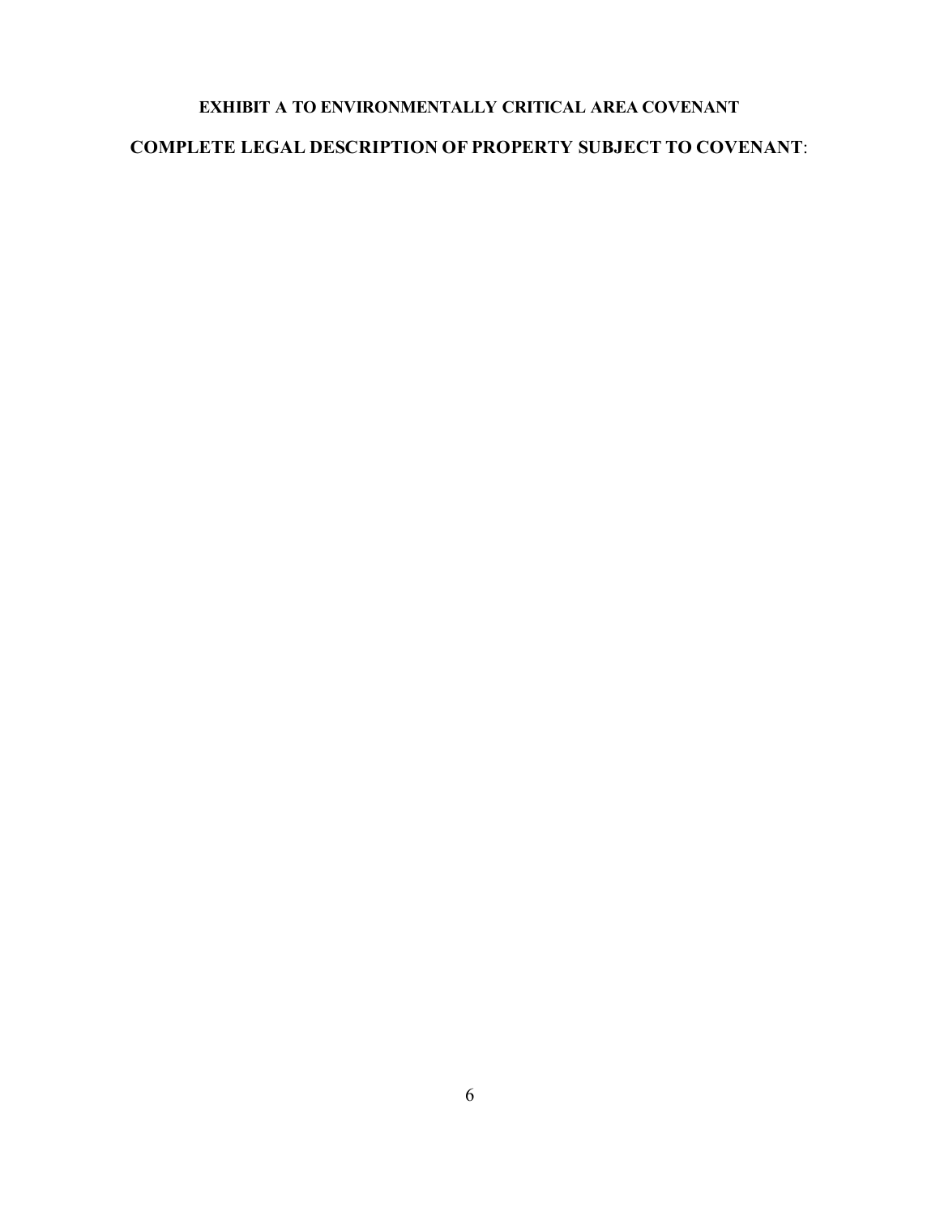**EXHIBIT A TO ENVIRONMENTALLY CRITICAL AREA COVENANT**

**COMPLETE LEGAL DESCRIPTION OF PROPERTY SUBJECT TO COVENANT**: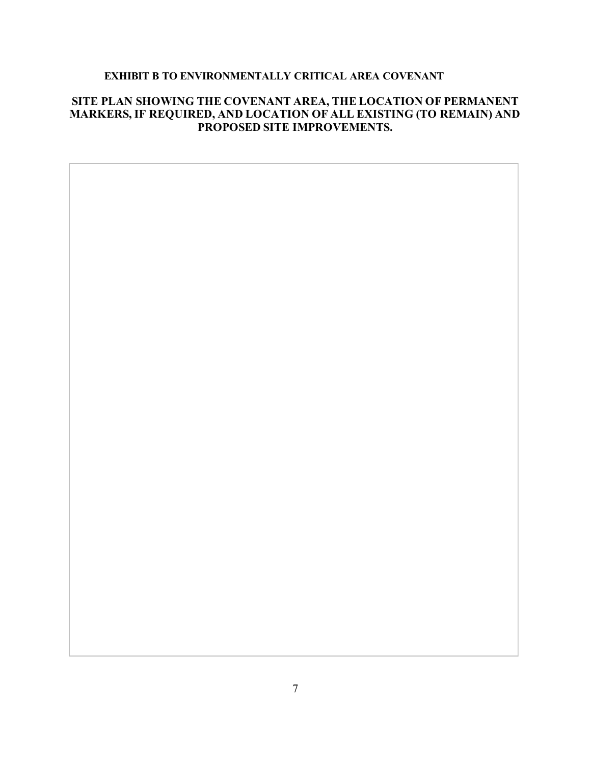**EXHIBIT B TO ENVIRONMENTALLY CRITICAL AREA COVENANT**

**SITE PLAN SHOWING THE COVENANT AREA, THE LOCATION OF PERMANENT MARKERS, IF REQUIRED, AND LOCATION OF ALL EXISTING (TO REMAIN) AND PROPOSED SITE IMPROVEMENTS.**